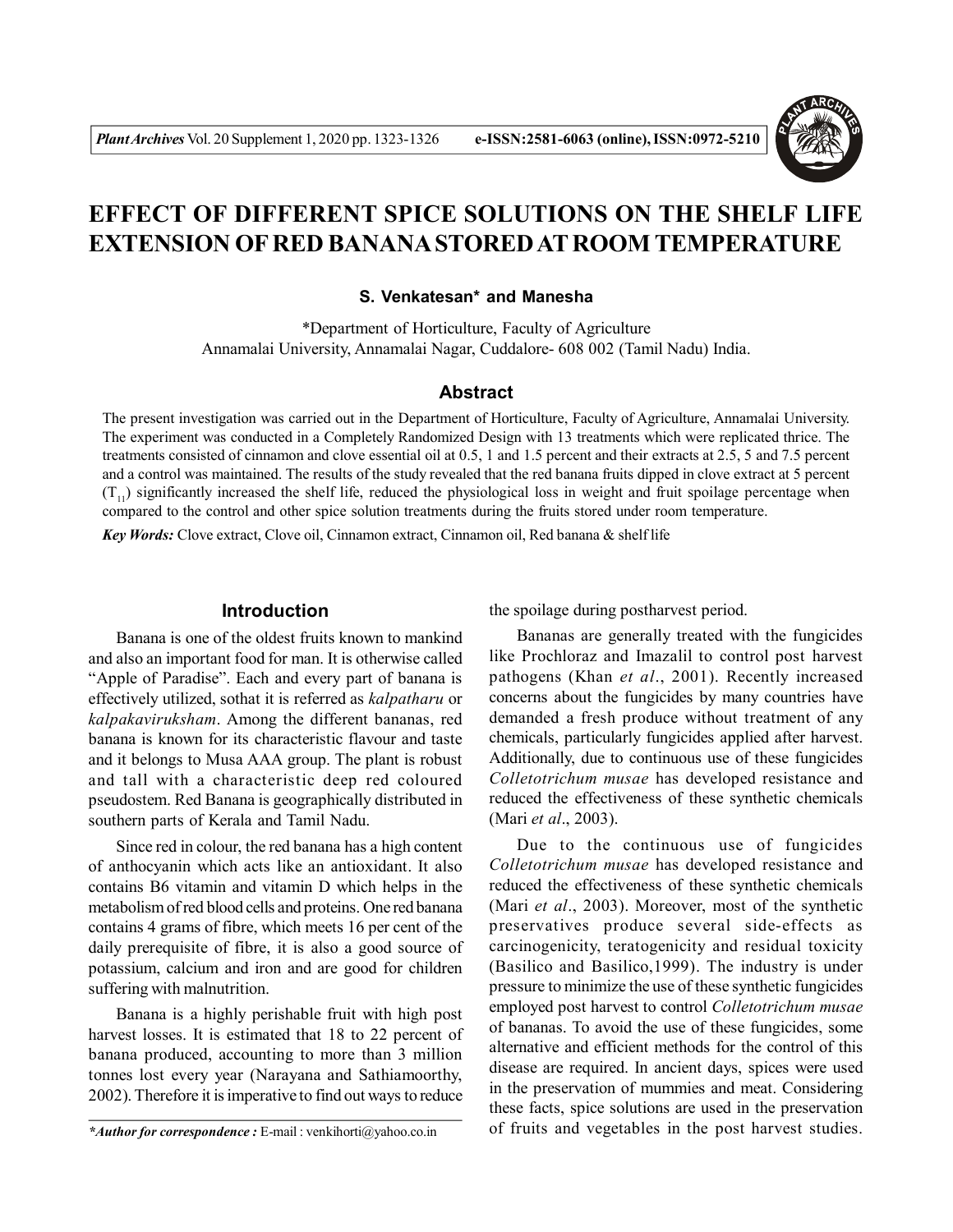# EFFECT OF DIFFERENT SPICE SOLUTIONS ON THE SHELF LIFE EXTENSION OF RED BANANA STORED AT ROOM TEMPERATURE

**S. Venkatesan\* and Manesha**

\*Department of Horticulture, Faculty of Agriculture
Annamalai University, Annamalai Nagar, Cuddalore- 608 002 (Tamil Nadu) India.

## Abstract

The present investigation was carried out in the Department of Horticulture, Faculty of Agriculture, Annamalai University. The experiment was conducted in a Completely Randomized Design with 13 treatments which were replicated thrice. The treatments consisted of cinnamon and clove essential oil at 0.5, 1 and 1.5 percent and their extracts at 2.5, 5 and 7.5 percent and a control was maintained. The results of the study revealed that the red banana fruits dipped in clove extract at 5 percent ($T_{11}$) significantly increased the shelf life, reduced the physiological loss in weight and fruit spoilage percentage when compared to the control and other spice solution treatments during the fruits stored under room temperature.

***Key Words:*** Clove extract, Clove oil, Cinnamon extract, Cinnamon oil, Red banana & shelf life

## Introduction

Banana is one of the oldest fruits known to mankind and also an important food for man. It is otherwise called "Apple of Paradise". Each and every part of banana is effectively utilized, sothat it is referred as *kalpatharu* or *kalpakaviruksham*. Among the different bananas, red banana is known for its characteristic flavour and taste and it belongs to Musa AAA group. The plant is robust and tall with a characteristic deep red coloured pseudostem. Red Banana is geographically distributed in southern parts of Kerala and Tamil Nadu.

Since red in colour, the red banana has a high content of anthocyanin which acts like an antioxidant. It also contains B6 vitamin and vitamin D which helps in the metabolism of red blood cells and proteins. One red banana contains 4 grams of fibre, which meets 16 per cent of the daily prerequisite of fibre, it is also a good source of potassium, calcium and iron and are good for children suffering with malnutrition.

Banana is a highly perishable fruit with high post harvest losses. It is estimated that 18 to 22 percent of banana produced, accounting to more than 3 million tonnes lost every year (Narayana and Sathiamoorthy, 2002). Therefore it is imperative to find out ways to reduce the spoilage during postharvest period.

Bananas are generally treated with the fungicides like Prochloraz and Imazalil to control post harvest pathogens (Khan *et al*., 2001). Recently increased concerns about the fungicides by many countries have demanded a fresh produce without treatment of any chemicals, particularly fungicides applied after harvest. Additionally, due to continuous use of these fungicides *Colletotrichum musae* has developed resistance and reduced the effectiveness of these synthetic chemicals (Mari *et al*., 2003).

Due to the continuous use of fungicides *Colletotrichum musae* has developed resistance and reduced the effectiveness of these synthetic chemicals (Mari *et al*., 2003). Moreover, most of the synthetic preservatives produce several side-effects as carcinogenicity, teratogenicity and residual toxicity (Basilico and Basilico,1999). The industry is under pressure to minimize the use of these synthetic fungicides employed post harvest to control *Colletotrichum musae* of bananas. To avoid the use of these fungicides, some alternative and efficient methods for the control of this disease are required. In ancient days, spices were used in the preservation of mummies and meat. Considering these facts, spice solutions are used in the preservation of fruits and vegetables in the post harvest studies.

***\*Author for correspondence :*** E-mail : venkihorti@yahoo.co.in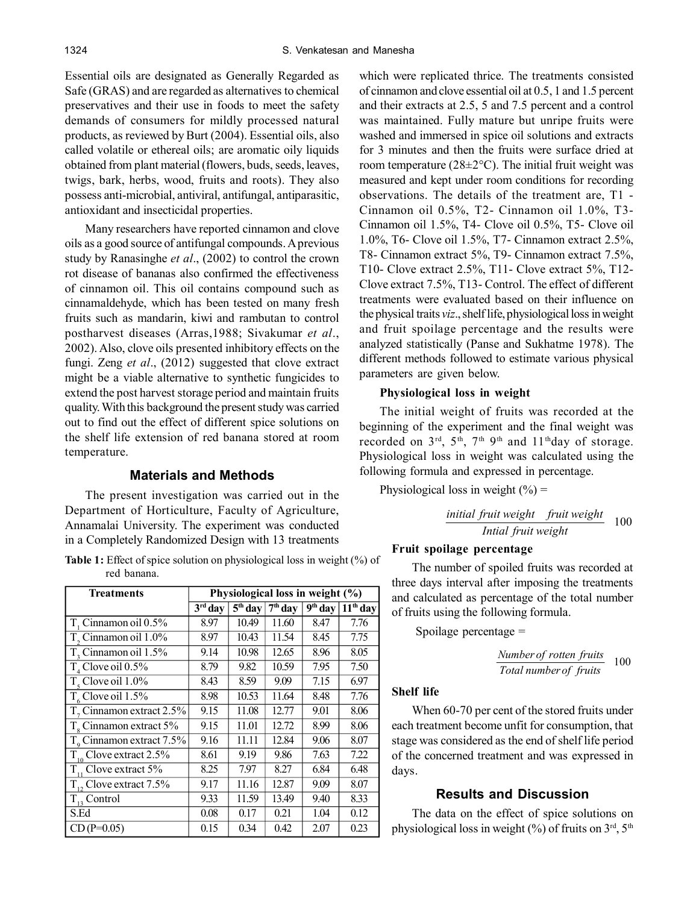Essential oils are designated as Generally Regarded as Safe (GRAS) and are regarded as alternatives to chemical preservatives and their use in foods to meet the safety demands of consumers for mildly processed natural products, as reviewed by Burt (2004). Essential oils, also called volatile or ethereal oils; are aromatic oily liquids obtained from plant material (flowers, buds, seeds, leaves, twigs, bark, herbs, wood, fruits and roots). They also possess anti-microbial, antiviral, antifungal, antiparasitic, antioxidant and insecticidal properties.

Many researchers have reported cinnamon and clove oils as a good source of antifungal compounds. A previous study by Ranasinghe *et al*., (2002) to control the crown rot disease of bananas also confirmed the effectiveness of cinnamon oil. This oil contains compound such as cinnamaldehyde, which has been tested on many fresh fruits such as mandarin, kiwi and rambutan to control postharvest diseases (Arras,1988; Sivakumar *et al*., 2002). Also, clove oils presented inhibitory effects on the fungi. Zeng *et al*., (2012) suggested that clove extract might be a viable alternative to synthetic fungicides to extend the post harvest storage period and maintain fruits quality. With this background the present study was carried out to find out the effect of different spice solutions on the shelf life extension of red banana stored at room temperature.

## Materials and Methods

The present investigation was carried out in the Department of Horticulture, Faculty of Agriculture, Annamalai University. The experiment was conducted in a Completely Randomized Design with 13 treatments which were replicated thrice. The treatments consisted of cinnamon and clove essential oil at 0.5, 1 and 1.5 percent and their extracts at 2.5, 5 and 7.5 percent and a control was maintained. Fully mature but unripe fruits were washed and immersed in spice oil solutions and extracts for 3 minutes and then the fruits were surface dried at room temperature (28±2°C). The initial fruit weight was measured and kept under room conditions for recording observations. The details of the treatment are, T1 - Cinnamon oil 0.5%, T2- Cinnamon oil 1.0%, T3- Cinnamon oil 1.5%, T4- Clove oil 0.5%, T5- Clove oil 1.0%, T6- Clove oil 1.5%, T7- Cinnamon extract 2.5%, T8- Cinnamon extract 5%, T9- Cinnamon extract 7.5%, T10- Clove extract 2.5%, T11- Clove extract 5%, T12- Clove extract 7.5%, T13- Control. The effect of different treatments were evaluated based on their influence on the physical traits *viz*., shelf life, physiological loss in weight and fruit spoilage percentage and the results were analyzed statistically (Panse and Sukhatme 1978). The different methods followed to estimate various physical parameters are given below.

**Table 1:** Effect of spice solution on physiological loss in weight (%) of red banana.

| Treatments | Physiological loss in weight (%) | | | | |
|---|---|---|---|---|---|
| | 3rd day | 5th day | 7th day | 9th day | 11th day |
| $T_1$ Cinnamon oil 0.5% | 8.97 | 10.49 | 11.60 | 8.47 | 7.76 |
| $T_2$ Cinnamon oil 1.0% | 8.97 | 10.43 | 11.54 | 8.45 | 7.75 |
| $T_3$ Cinnamon oil 1.5% | 9.14 | 10.98 | 12.65 | 8.96 | 8.05 |
| $T_4$ Clove oil 0.5% | 8.79 | 9.82 | 10.59 | 7.95 | 7.50 |
| $T_5$ Clove oil 1.0% | 8.43 | 8.59 | 9.09 | 7.15 | 6.97 |
| $T_6$ Clove oil 1.5% | 8.98 | 10.53 | 11.64 | 8.48 | 7.76 |
| $T_7$ Cinnamon extract 2.5% | 9.15 | 11.08 | 12.77 | 9.01 | 8.06 |
| $T_8$ Cinnamon extract 5% | 9.15 | 11.01 | 12.72 | 8.99 | 8.06 |
| $T_9$ Cinnamon extract 7.5% | 9.16 | 11.11 | 12.84 | 9.06 | 8.07 |
| $T_{10}$ Clove extract 2.5% | 8.61 | 9.19 | 9.86 | 7.63 | 7.22 |
| $T_{11}$ Clove extract 5% | 8.25 | 7.97 | 8.27 | 6.84 | 6.48 |
| $T_{12}$ Clove extract 7.5% | 9.17 | 11.16 | 12.87 | 9.09 | 8.07 |
| $T_{13}$ Control | 9.33 | 11.59 | 13.49 | 9.40 | 8.33 |
| S.Ed | 0.08 | 0.17 | 0.21 | 1.04 | 0.12 |
| CD (P=0.05) | 0.15 | 0.34 | 0.42 | 2.07 | 0.23 |

### Physiological loss in weight

The initial weight of fruits was recorded at the beginning of the experiment and the final weight was recorded on 3rd, 5th, 7th 9th and 11th day of storage. Physiological loss in weight was calculated using the following formula and expressed in percentage.

Physiological loss in weight (%) =

$$\frac{\text{initial fruit weight} \quad \text{fruit weight}}{\text{Intial fruit weight}} \quad 100$$

### Fruit spoilage percentage

The number of spoiled fruits was recorded at three days interval after imposing the treatments and calculated as percentage of the total number of fruits using the following formula.

Spoilage percentage =

$$\frac{\text{Number of rotten fruits}}{\text{Total number of fruits}} \quad 100$$

### Shelf life

When 60-70 per cent of the stored fruits under each treatment become unfit for consumption, that stage was considered as the end of shelf life period of the concerned treatment and was expressed in days.

## Results and Discussion

The data on the effect of spice solutions on physiological loss in weight (%) of fruits on 3rd, 5th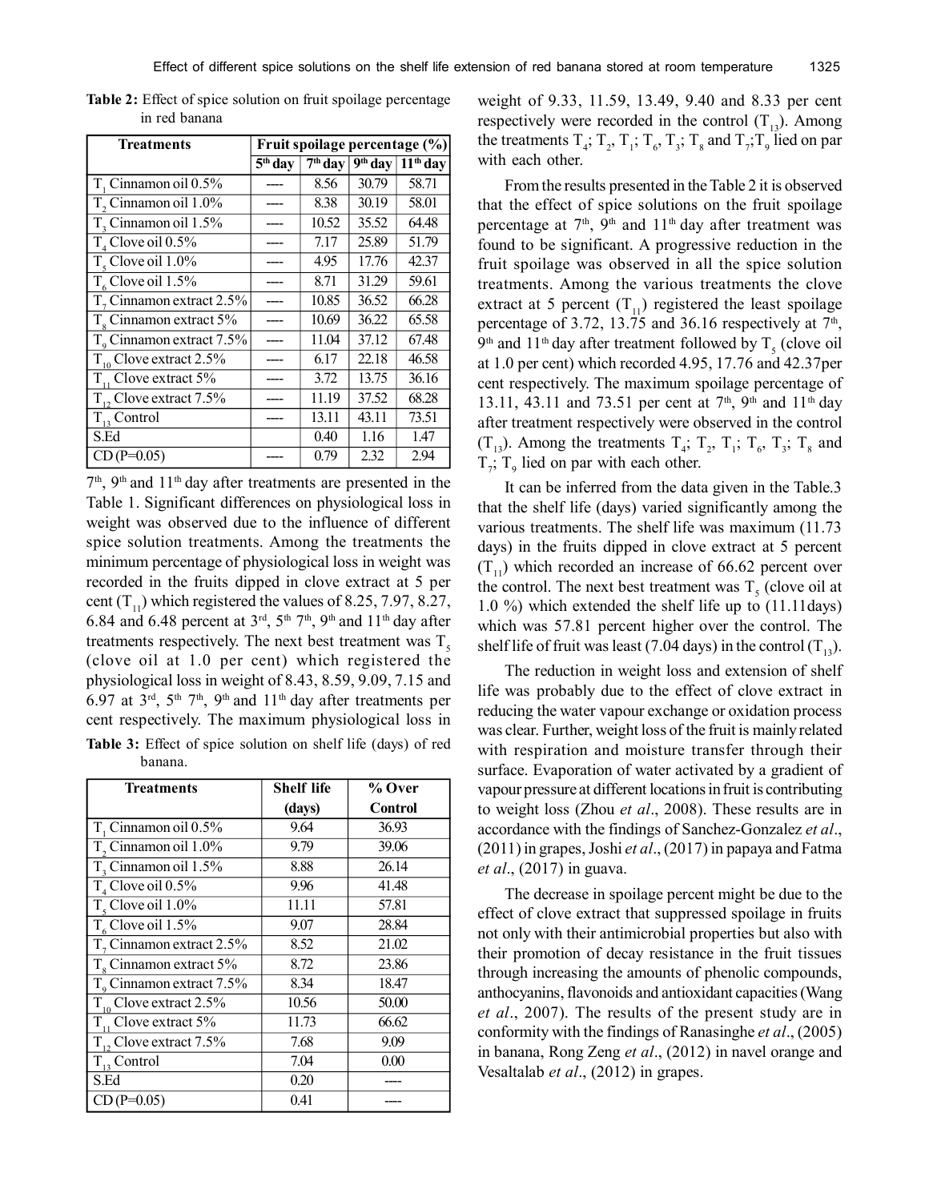**Table 2:** Effect of spice solution on fruit spoilage percentage in red banana

| Treatments | Fruit spoilage percentage (%) | | | |
|---|---|---|---|---|
| | 5th day | 7th day | 9th day | 11th day |
| $T_1$ Cinnamon oil 0.5% | ---- | 8.56 | 30.79 | 58.71 |
| $T_2$ Cinnamon oil 1.0% | ---- | 8.38 | 30.19 | 58.01 |
| $T_3$ Cinnamon oil 1.5% | ---- | 10.52 | 35.52 | 64.48 |
| $T_4$ Clove oil 0.5% | ---- | 7.17 | 25.89 | 51.79 |
| $T_5$ Clove oil 1.0% | ---- | 4.95 | 17.76 | 42.37 |
| $T_6$ Clove oil 1.5% | ---- | 8.71 | 31.29 | 59.61 |
| $T_7$ Cinnamon extract 2.5% | ---- | 10.85 | 36.52 | 66.28 |
| $T_8$ Cinnamon extract 5% | ---- | 10.69 | 36.22 | 65.58 |
| $T_9$ Cinnamon extract 7.5% | ---- | 11.04 | 37.12 | 67.48 |
| $T_{10}$ Clove extract 2.5% | ---- | 6.17 | 22.18 | 46.58 |
| $T_{11}$ Clove extract 5% | ---- | 3.72 | 13.75 | 36.16 |
| $T_{12}$ Clove extract 7.5% | ---- | 11.19 | 37.52 | 68.28 |
| $T_{13}$ Control | ---- | 13.11 | 43.11 | 73.51 |
| S.Ed | | 0.40 | 1.16 | 1.47 |
| CD (P=0.05) | ---- | 0.79 | 2.32 | 2.94 |

7th, 9th and 11th day after treatments are presented in the Table 1. Significant differences on physiological loss in weight was observed due to the influence of different spice solution treatments. Among the treatments the minimum percentage of physiological loss in weight was recorded in the fruits dipped in clove extract at 5 per cent ($T_{11}$) which registered the values of 8.25, 7.97, 8.27, 6.84 and 6.48 percent at 3rd, 5th 7th, 9th and 11th day after treatments respectively. The next best treatment was $T_5$ (clove oil at 1.0 per cent) which registered the physiological loss in weight of 8.43, 8.59, 9.09, 7.15 and 6.97 at 3rd, 5th 7th, 9th and 11th day after treatments per cent respectively. The maximum physiological loss in weight of 9.33, 11.59, 13.49, 9.40 and 8.33 per cent respectively were recorded in the control ($T_{13}$). Among the treatments $T_4$; $T_2$, $T_1$; $T_6$, $T_3$; $T_8$ and $T_7$;$T_9$ lied on par with each other.

**Table 3:** Effect of spice solution on shelf life (days) of red banana.

| Treatments | Shelf life (days) | % Over Control |
|---|---|---|
| $T_1$ Cinnamon oil 0.5% | 9.64 | 36.93 |
| $T_2$ Cinnamon oil 1.0% | 9.79 | 39.06 |
| $T_3$ Cinnamon oil 1.5% | 8.88 | 26.14 |
| $T_4$ Clove oil 0.5% | 9.96 | 41.48 |
| $T_5$ Clove oil 1.0% | 11.11 | 57.81 |
| $T_6$ Clove oil 1.5% | 9.07 | 28.84 |
| $T_7$ Cinnamon extract 2.5% | 8.52 | 21.02 |
| $T_8$ Cinnamon extract 5% | 8.72 | 23.86 |
| $T_9$ Cinnamon extract 7.5% | 8.34 | 18.47 |
| $T_{10}$ Clove extract 2.5% | 10.56 | 50.00 |
| $T_{11}$ Clove extract 5% | 11.73 | 66.62 |
| $T_{12}$ Clove extract 7.5% | 7.68 | 9.09 |
| $T_{13}$ Control | 7.04 | 0.00 |
| S.Ed | 0.20 | ---- |
| CD (P=0.05) | 0.41 | ---- |

From the results presented in the Table 2 it is observed that the effect of spice solutions on the fruit spoilage percentage at 7th, 9th and 11th day after treatment was found to be significant. A progressive reduction in the fruit spoilage was observed in all the spice solution treatments. Among the various treatments the clove extract at 5 percent ($T_{11}$) registered the least spoilage percentage of 3.72, 13.75 and 36.16 respectively at 7th, 9th and 11th day after treatment followed by $T_5$ (clove oil at 1.0 per cent) which recorded 4.95, 17.76 and 42.37per cent respectively. The maximum spoilage percentage of 13.11, 43.11 and 73.51 per cent at 7th, 9th and 11th day after treatment respectively were observed in the control ($T_{13}$). Among the treatments $T_4$; $T_2$, $T_1$; $T_6$, $T_3$; $T_8$ and $T_7$; $T_9$ lied on par with each other.

It can be inferred from the data given in the Table.3 that the shelf life (days) varied significantly among the various treatments. The shelf life was maximum (11.73 days) in the fruits dipped in clove extract at 5 percent ($T_{11}$) which recorded an increase of 66.62 percent over the control. The next best treatment was $T_5$ (clove oil at 1.0 %) which extended the shelf life up to (11.11days) which was 57.81 percent higher over the control. The shelf life of fruit was least (7.04 days) in the control ($T_{13}$).

The reduction in weight loss and extension of shelf life was probably due to the effect of clove extract in reducing the water vapour exchange or oxidation process was clear. Further, weight loss of the fruit is mainly related with respiration and moisture transfer through their surface. Evaporation of water activated by a gradient of vapour pressure at different locations in fruit is contributing to weight loss (Zhou *et al*., 2008). These results are in accordance with the findings of Sanchez-Gonzalez *et al*., (2011) in grapes, Joshi *et al*., (2017) in papaya and Fatma *et al*., (2017) in guava.

The decrease in spoilage percent might be due to the effect of clove extract that suppressed spoilage in fruits not only with their antimicrobial properties but also with their promotion of decay resistance in the fruit tissues through increasing the amounts of phenolic compounds, anthocyanins, flavonoids and antioxidant capacities (Wang *et al*., 2007). The results of the present study are in conformity with the findings of Ranasinghe *et al*., (2005) in banana, Rong Zeng *et al*., (2012) in navel orange and Vesaltalab *et al*., (2012) in grapes.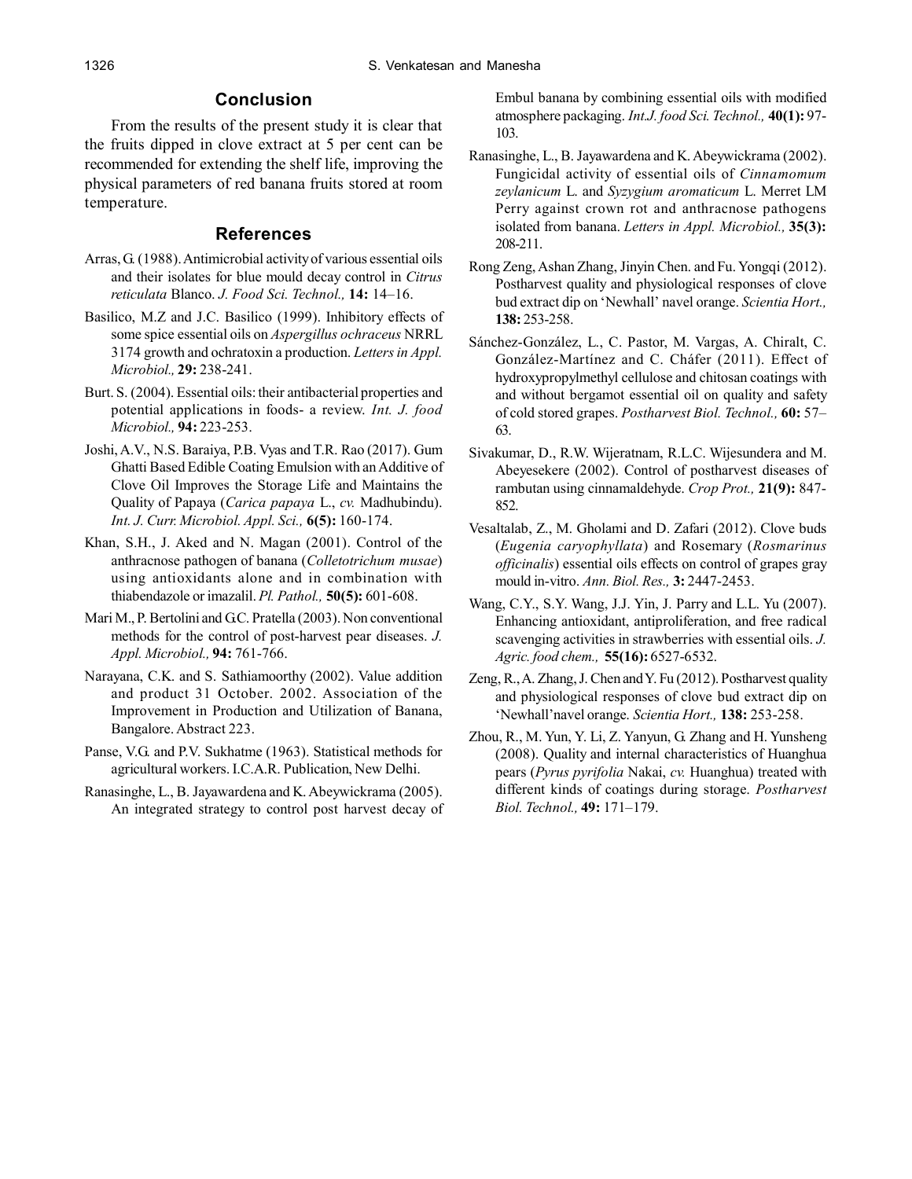## Conclusion

From the results of the present study it is clear that the fruits dipped in clove extract at 5 per cent can be recommended for extending the shelf life, improving the physical parameters of red banana fruits stored at room temperature.

## References

Arras, G. (1988). Antimicrobial activity of various essential oils and their isolates for blue mould decay control in *Citrus reticulata* Blanco. *J. Food Sci. Technol.,* **14:** 14–16.

Basilico, M.Z and J.C. Basilico (1999). Inhibitory effects of some spice essential oils on *Aspergillus ochraceus* NRRL 3174 growth and ochratoxin a production. *Letters in Appl. Microbiol.,* **29:** 238-241.

Burt. S. (2004). Essential oils: their antibacterial properties and potential applications in foods- a review. *Int. J. food Microbiol.,* **94:** 223-253.

Joshi, A.V., N.S. Baraiya, P.B. Vyas and T.R. Rao (2017). Gum Ghatti Based Edible Coating Emulsion with an Additive of Clove Oil Improves the Storage Life and Maintains the Quality of Papaya (*Carica papaya* L., *cv.* Madhubindu). *Int. J. Curr. Microbiol. Appl. Sci.,* **6(5):** 160-174.

Khan, S.H., J. Aked and N. Magan (2001). Control of the anthracnose pathogen of banana (*Colletotrichum musae*) using antioxidants alone and in combination with thiabendazole or imazalil. *Pl. Pathol.,* **50(5):** 601-608.

Mari M., P. Bertolini and G.C. Pratella (2003). Non conventional methods for the control of post-harvest pear diseases. *J. Appl. Microbiol.,* **94:** 761-766.

Narayana, C.K. and S. Sathiamoorthy (2002). Value addition and product 31 October. 2002. Association of the Improvement in Production and Utilization of Banana, Bangalore. Abstract 223.

Panse, V.G. and P.V. Sukhatme (1963). Statistical methods for agricultural workers. I.C.A.R. Publication, New Delhi.

Ranasinghe, L., B. Jayawardena and K. Abeywickrama (2005). An integrated strategy to control post harvest decay of Embul banana by combining essential oils with modified atmosphere packaging. *Int.J. food Sci. Technol.,* **40(1):** 97-103.

Ranasinghe, L., B. Jayawardena and K. Abeywickrama (2002). Fungicidal activity of essential oils of *Cinnamomum zeylanicum* L. and *Syzygium aromaticum* L. Merret LM Perry against crown rot and anthracnose pathogens isolated from banana. *Letters in Appl. Microbiol.,* **35(3):** 208-211.

Rong Zeng, Ashan Zhang, Jinyin Chen. and Fu. Yongqi (2012). Postharvest quality and physiological responses of clove bud extract dip on 'Newhall' navel orange. *Scientia Hort.,* **138:** 253-258.

Sánchez-González, L., C. Pastor, M. Vargas, A. Chiralt, C. González-Martínez and C. Cháfer (2011). Effect of hydroxypropylmethyl cellulose and chitosan coatings with and without bergamot essential oil on quality and safety of cold stored grapes. *Postharvest Biol. Technol.,* **60:** 57–63.

Sivakumar, D., R.W. Wijeratnam, R.L.C. Wijesundera and M. Abeyesekere (2002). Control of postharvest diseases of rambutan using cinnamaldehyde. *Crop Prot.,* **21(9):** 847-852.

Vesaltalab, Z., M. Gholami and D. Zafari (2012). Clove buds (*Eugenia caryophyllata*) and Rosemary (*Rosmarinus officinalis*) essential oils effects on control of grapes gray mould in-vitro. *Ann. Biol. Res.,* **3:** 2447-2453.

Wang, C.Y., S.Y. Wang, J.J. Yin, J. Parry and L.L. Yu (2007). Enhancing antioxidant, antiproliferation, and free radical scavenging activities in strawberries with essential oils. *J. Agric. food chem.,* **55(16):** 6527-6532.

Zeng, R., A. Zhang, J. Chen and Y. Fu (2012). Postharvest quality and physiological responses of clove bud extract dip on 'Newhall'navel orange. *Scientia Hort.,* **138:** 253-258.

Zhou, R., M. Yun, Y. Li, Z. Yanyun, G. Zhang and H. Yunsheng (2008). Quality and internal characteristics of Huanghua pears (*Pyrus pyrifolia* Nakai, *cv.* Huanghua) treated with different kinds of coatings during storage. *Postharvest Biol. Technol.,* **49:** 171–179.